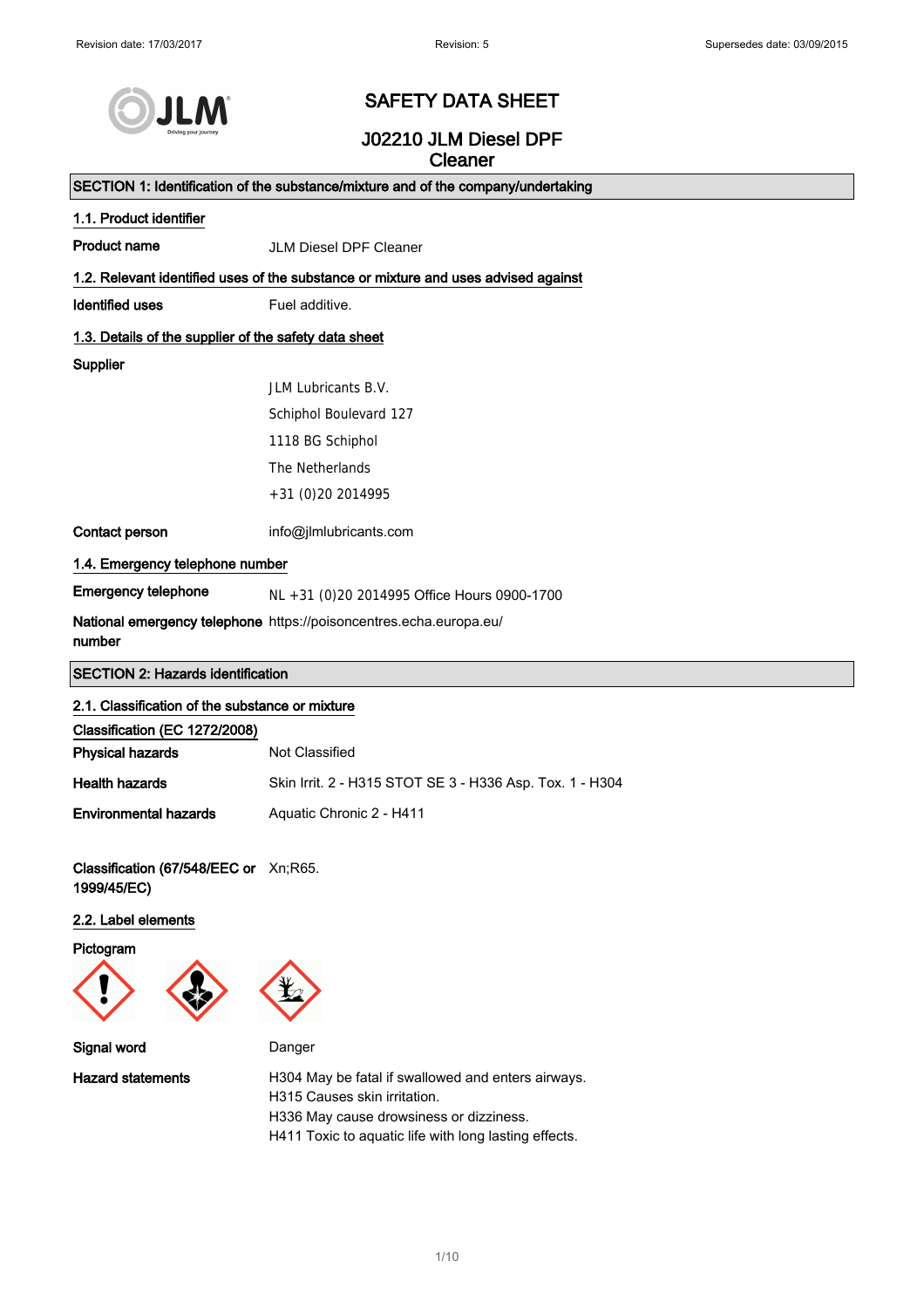Revision date: 17/03/2017 Revision: 5 Supersedes date: 03/09/2015

# SAFETY DATA SHEET

## J02210 JLM Diesel DPF Cleaner

## SECTION 1: Identification of the substance/mixture and of the company/undertaking

### 1.1. Product identifier

**Product name** JLM Diesel DPF Cleaner

### 1.2. Relevant identified uses of the substance or mixture and uses advised against

**Identified uses** Fuel additive.

### 1.3. Details of the supplier of the safety data sheet

**Supplier**

JLM Lubricants B.V.
Schiphol Boulevard 127
1118 BG Schiphol
The Netherlands
+31 (0)20 2014995

**Contact person** info@jlmlubricants.com

### 1.4. Emergency telephone number

**Emergency telephone** NL +31 (0)20 2014995 Office Hours 0900-1700

**National emergency telephone number** https://poisoncentres.echa.europa.eu/

## SECTION 2: Hazards identification

### 2.1. Classification of the substance or mixture

**Classification (EC 1272/2008)**

**Physical hazards** Not Classified

**Health hazards** Skin Irrit. 2 - H315 STOT SE 3 - H336 Asp. Tox. 1 - H304

**Environmental hazards** Aquatic Chronic 2 - H411

**Classification (67/548/EEC or 1999/45/EC)** Xn;R65.

### 2.2. Label elements

**Pictogram**

**Signal word** Danger

**Hazard statements**

H304 May be fatal if swallowed and enters airways.
H315 Causes skin irritation.
H336 May cause drowsiness or dizziness.
H411 Toxic to aquatic life with long lasting effects.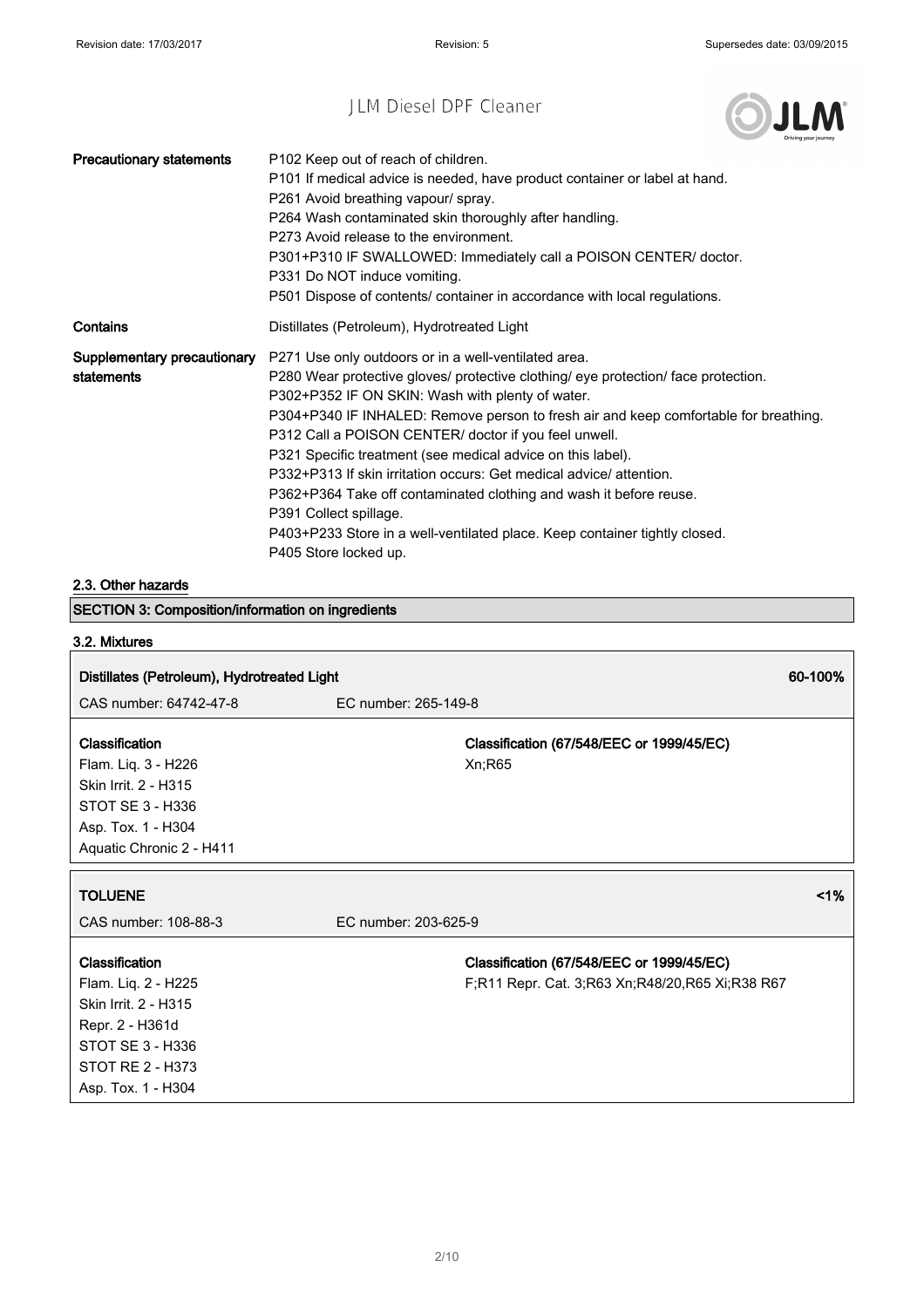| | |
|---|---|
| **Precautionary statements** | P102 Keep out of reach of children.<br>P101 If medical advice is needed, have product container or label at hand.<br>P261 Avoid breathing vapour/ spray.<br>P264 Wash contaminated skin thoroughly after handling.<br>P273 Avoid release to the environment.<br>P301+P310 IF SWALLOWED: Immediately call a POISON CENTER/ doctor.<br>P331 Do NOT induce vomiting.<br>P501 Dispose of contents/ container in accordance with local regulations. |
| **Contains** | Distillates (Petroleum), Hydrotreated Light |
| **Supplementary precautionary statements** | P271 Use only outdoors or in a well-ventilated area.<br>P280 Wear protective gloves/ protective clothing/ eye protection/ face protection.<br>P302+P352 IF ON SKIN: Wash with plenty of water.<br>P304+P340 IF INHALED: Remove person to fresh air and keep comfortable for breathing.<br>P312 Call a POISON CENTER/ doctor if you feel unwell.<br>P321 Specific treatment (see medical advice on this label).<br>P332+P313 If skin irritation occurs: Get medical advice/ attention.<br>P362+P364 Take off contaminated clothing and wash it before reuse.<br>P391 Collect spillage.<br>P403+P233 Store in a well-ventilated place. Keep container tightly closed.<br>P405 Store locked up. |

### 2.3. Other hazards

## SECTION 3: Composition/information on ingredients

### 3.2. Mixtures

| **Distillates (Petroleum), Hydrotreated Light** | | **60-100%** |
|---|---|---|
| CAS number: 64742-47-8 | EC number: 265-149-8 | |
| **Classification**<br>Flam. Liq. 3 - H226<br>Skin Irrit. 2 - H315<br>STOT SE 3 - H336<br>Asp. Tox. 1 - H304<br>Aquatic Chronic 2 - H411 | **Classification (67/548/EEC or 1999/45/EC)**<br>Xn;R65 | |

| **TOLUENE** | | **<1%** |
|---|---|---|
| CAS number: 108-88-3 | EC number: 203-625-9 | |
| **Classification**<br>Flam. Liq. 2 - H225<br>Skin Irrit. 2 - H315<br>Repr. 2 - H361d<br>STOT SE 3 - H336<br>STOT RE 2 - H373<br>Asp. Tox. 1 - H304 | **Classification (67/548/EEC or 1999/45/EC)**<br>F;R11 Repr. Cat. 3;R63 Xn;R48/20,R65 Xi;R38 R67 | |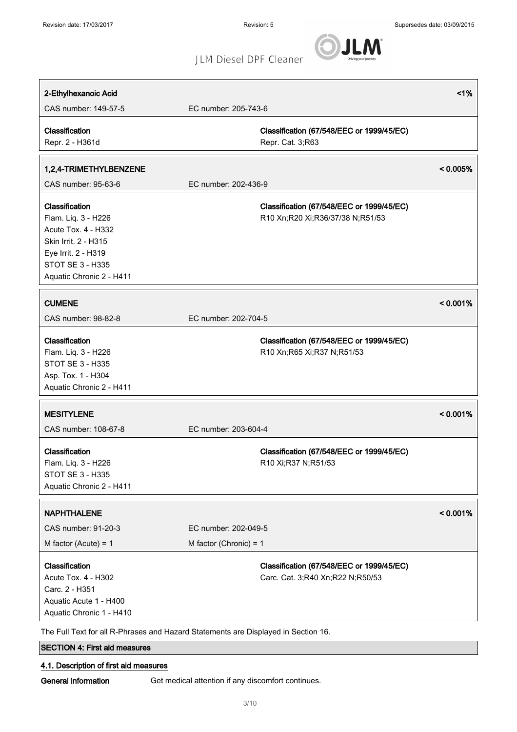**2-Ethylhexanoic Acid** <1%

CAS number: 149-57-5 EC number: 205-743-6

| Classification | Classification (67/548/EEC or 1999/45/EC) |
| --- | --- |
| Repr. 2 - H361d | Repr. Cat. 3;R63 |

**1,2,4-TRIMETHYLBENZENE** < 0.005%

CAS number: 95-63-6 EC number: 202-436-9

| Classification | Classification (67/548/EEC or 1999/45/EC) |
| --- | --- |
| Flam. Liq. 3 - H226<br>Acute Tox. 4 - H332<br>Skin Irrit. 2 - H315<br>Eye Irrit. 2 - H319<br>STOT SE 3 - H335<br>Aquatic Chronic 2 - H411 | R10 Xn;R20 Xi;R36/37/38 N;R51/53 |

**CUMENE** < 0.001%

CAS number: 98-82-8 EC number: 202-704-5

| Classification | Classification (67/548/EEC or 1999/45/EC) |
| --- | --- |
| Flam. Liq. 3 - H226<br>STOT SE 3 - H335<br>Asp. Tox. 1 - H304<br>Aquatic Chronic 2 - H411 | R10 Xn;R65 Xi;R37 N;R51/53 |

**MESITYLENE** < 0.001%

CAS number: 108-67-8 EC number: 203-604-4

| Classification | Classification (67/548/EEC or 1999/45/EC) |
| --- | --- |
| Flam. Liq. 3 - H226<br>STOT SE 3 - H335<br>Aquatic Chronic 2 - H411 | R10 Xi;R37 N;R51/53 |

**NAPHTHALENE** < 0.001%

CAS number: 91-20-3 EC number: 202-049-5

M factor (Acute) = 1 M factor (Chronic) = 1

| Classification | Classification (67/548/EEC or 1999/45/EC) |
| --- | --- |
| Acute Tox. 4 - H302<br>Carc. 2 - H351<br>Aquatic Acute 1 - H400<br>Aquatic Chronic 1 - H410 | Carc. Cat. 3;R40 Xn;R22 N;R50/53 |

The Full Text for all R-Phrases and Hazard Statements are Displayed in Section 16.

## SECTION 4: First aid measures

### 4.1. Description of first aid measures

**General information** Get medical attention if any discomfort continues.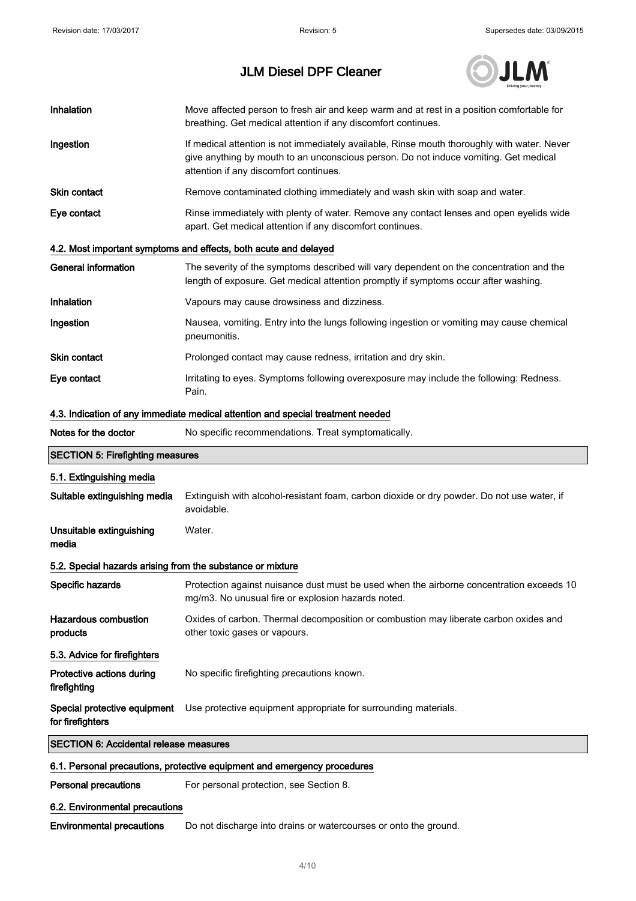| | |
|---|---|
| **Inhalation** | Move affected person to fresh air and keep warm and at rest in a position comfortable for breathing. Get medical attention if any discomfort continues. |
| **Ingestion** | If medical attention is not immediately available, Rinse mouth thoroughly with water. Never give anything by mouth to an unconscious person. Do not induce vomiting. Get medical attention if any discomfort continues. |
| **Skin contact** | Remove contaminated clothing immediately and wash skin with soap and water. |
| **Eye contact** | Rinse immediately with plenty of water. Remove any contact lenses and open eyelids wide apart. Get medical attention if any discomfort continues. |

### 4.2. Most important symptoms and effects, both acute and delayed

| | |
|---|---|
| **General information** | The severity of the symptoms described will vary dependent on the concentration and the length of exposure. Get medical attention promptly if symptoms occur after washing. |
| **Inhalation** | Vapours may cause drowsiness and dizziness. |
| **Ingestion** | Nausea, vomiting. Entry into the lungs following ingestion or vomiting may cause chemical pneumonitis. |
| **Skin contact** | Prolonged contact may cause redness, irritation and dry skin. |
| **Eye contact** | Irritating to eyes. Symptoms following overexposure may include the following: Redness. Pain. |

### 4.3. Indication of any immediate medical attention and special treatment needed

| | |
|---|---|
| **Notes for the doctor** | No specific recommendations. Treat symptomatically. |

## SECTION 5: Firefighting measures

### 5.1. Extinguishing media

| | |
|---|---|
| **Suitable extinguishing media** | Extinguish with alcohol-resistant foam, carbon dioxide or dry powder. Do not use water, if avoidable. |
| **Unsuitable extinguishing media** | Water. |

### 5.2. Special hazards arising from the substance or mixture

| | |
|---|---|
| **Specific hazards** | Protection against nuisance dust must be used when the airborne concentration exceeds 10 mg/m3. No unusual fire or explosion hazards noted. |
| **Hazardous combustion products** | Oxides of carbon. Thermal decomposition or combustion may liberate carbon oxides and other toxic gases or vapours. |

### 5.3. Advice for firefighters

| | |
|---|---|
| **Protective actions during firefighting** | No specific firefighting precautions known. |
| **Special protective equipment for firefighters** | Use protective equipment appropriate for surrounding materials. |

## SECTION 6: Accidental release measures

### 6.1. Personal precautions, protective equipment and emergency procedures

| | |
|---|---|
| **Personal precautions** | For personal protection, see Section 8. |

### 6.2. Environmental precautions

| | |
|---|---|
| **Environmental precautions** | Do not discharge into drains or watercourses or onto the ground. |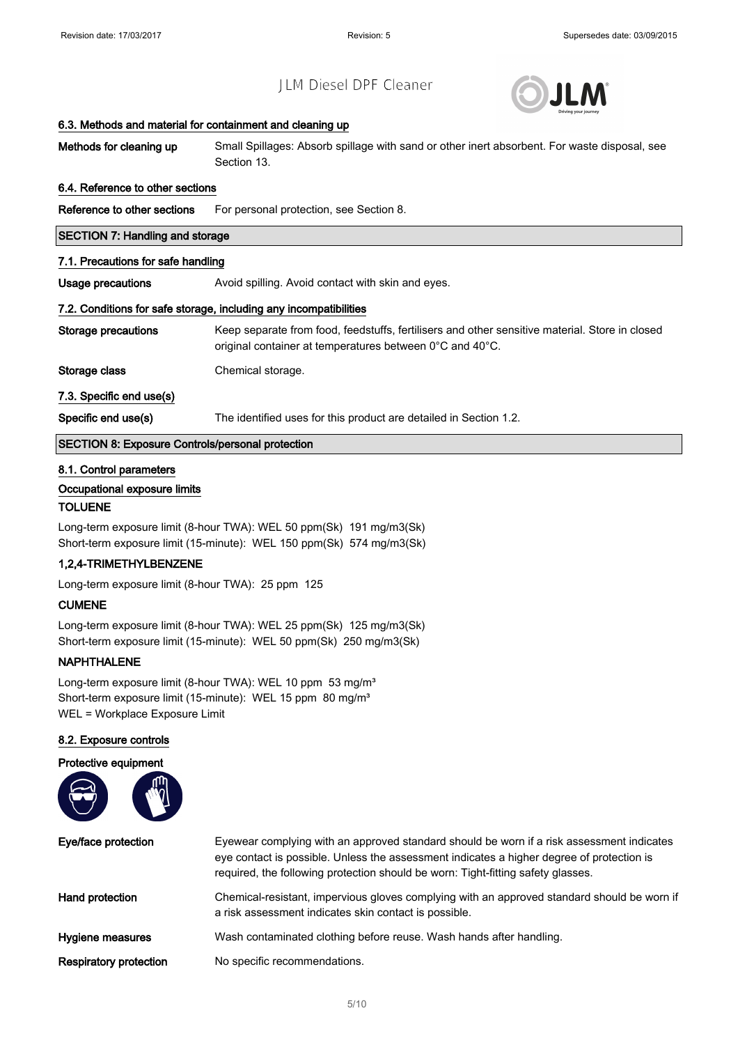### 6.3. Methods and material for containment and cleaning up

**Methods for cleaning up** Small Spillages: Absorb spillage with sand or other inert absorbent. For waste disposal, see Section 13.

### 6.4. Reference to other sections

**Reference to other sections** For personal protection, see Section 8.

## SECTION 7: Handling and storage

### 7.1. Precautions for safe handling

**Usage precautions** Avoid spilling. Avoid contact with skin and eyes.

### 7.2. Conditions for safe storage, including any incompatibilities

**Storage precautions** Keep separate from food, feedstuffs, fertilisers and other sensitive material. Store in closed original container at temperatures between 0°C and 40°C.

**Storage class** Chemical storage.

### 7.3. Specific end use(s)

**Specific end use(s)** The identified uses for this product are detailed in Section 1.2.

## SECTION 8: Exposure Controls/personal protection

### 8.1. Control parameters

#### Occupational exposure limits

**TOLUENE**

Long-term exposure limit (8-hour TWA): WEL 50 ppm(Sk) 191 mg/m3(Sk)
Short-term exposure limit (15-minute): WEL 150 ppm(Sk) 574 mg/m3(Sk)

**1,2,4-TRIMETHYLBENZENE**

Long-term exposure limit (8-hour TWA): 25 ppm 125

**CUMENE**

Long-term exposure limit (8-hour TWA): WEL 25 ppm(Sk) 125 mg/m3(Sk)
Short-term exposure limit (15-minute): WEL 50 ppm(Sk) 250 mg/m3(Sk)

**NAPHTHALENE**

Long-term exposure limit (8-hour TWA): WEL 10 ppm 53 mg/m³
Short-term exposure limit (15-minute): WEL 15 ppm 80 mg/m³
WEL = Workplace Exposure Limit

### 8.2. Exposure controls

#### Protective equipment

**Eye/face protection** Eyewear complying with an approved standard should be worn if a risk assessment indicates eye contact is possible. Unless the assessment indicates a higher degree of protection is required, the following protection should be worn: Tight-fitting safety glasses.

**Hand protection** Chemical-resistant, impervious gloves complying with an approved standard should be worn if a risk assessment indicates skin contact is possible.

**Hygiene measures** Wash contaminated clothing before reuse. Wash hands after handling.

**Respiratory protection** No specific recommendations.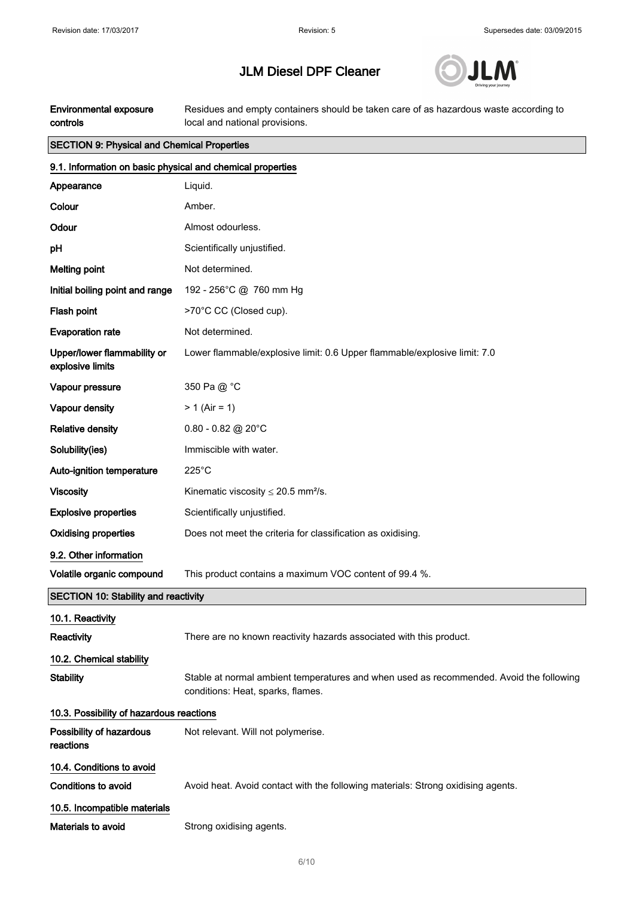| | |
|---|---|
| **Environmental exposure controls** | Residues and empty containers should be taken care of as hazardous waste according to local and national provisions. |

## SECTION 9: Physical and Chemical Properties

### 9.1. Information on basic physical and chemical properties

| | |
|---|---|
| **Appearance** | Liquid. |
| **Colour** | Amber. |
| **Odour** | Almost odourless. |
| **pH** | Scientifically unjustified. |
| **Melting point** | Not determined. |
| **Initial boiling point and range** | 192 - 256°C @ 760 mm Hg |
| **Flash point** | >70°C CC (Closed cup). |
| **Evaporation rate** | Not determined. |
| **Upper/lower flammability or explosive limits** | Lower flammable/explosive limit: 0.6 Upper flammable/explosive limit: 7.0 |
| **Vapour pressure** | 350 Pa @ °C |
| **Vapour density** | > 1 (Air = 1) |
| **Relative density** | 0.80 - 0.82 @ 20°C |
| **Solubility(ies)** | Immiscible with water. |
| **Auto-ignition temperature** | 225°C |
| **Viscosity** | Kinematic viscosity ≤ 20.5 mm²/s. |
| **Explosive properties** | Scientifically unjustified. |
| **Oxidising properties** | Does not meet the criteria for classification as oxidising. |

### 9.2. Other information

| | |
|---|---|
| **Volatile organic compound** | This product contains a maximum VOC content of 99.4 %. |

## SECTION 10: Stability and reactivity

### 10.1. Reactivity

| | |
|---|---|
| **Reactivity** | There are no known reactivity hazards associated with this product. |

### 10.2. Chemical stability

| | |
|---|---|
| **Stability** | Stable at normal ambient temperatures and when used as recommended. Avoid the following conditions: Heat, sparks, flames. |

### 10.3. Possibility of hazardous reactions

| | |
|---|---|
| **Possibility of hazardous reactions** | Not relevant. Will not polymerise. |

### 10.4. Conditions to avoid

| | |
|---|---|
| **Conditions to avoid** | Avoid heat. Avoid contact with the following materials: Strong oxidising agents. |

### 10.5. Incompatible materials

| | |
|---|---|
| **Materials to avoid** | Strong oxidising agents. |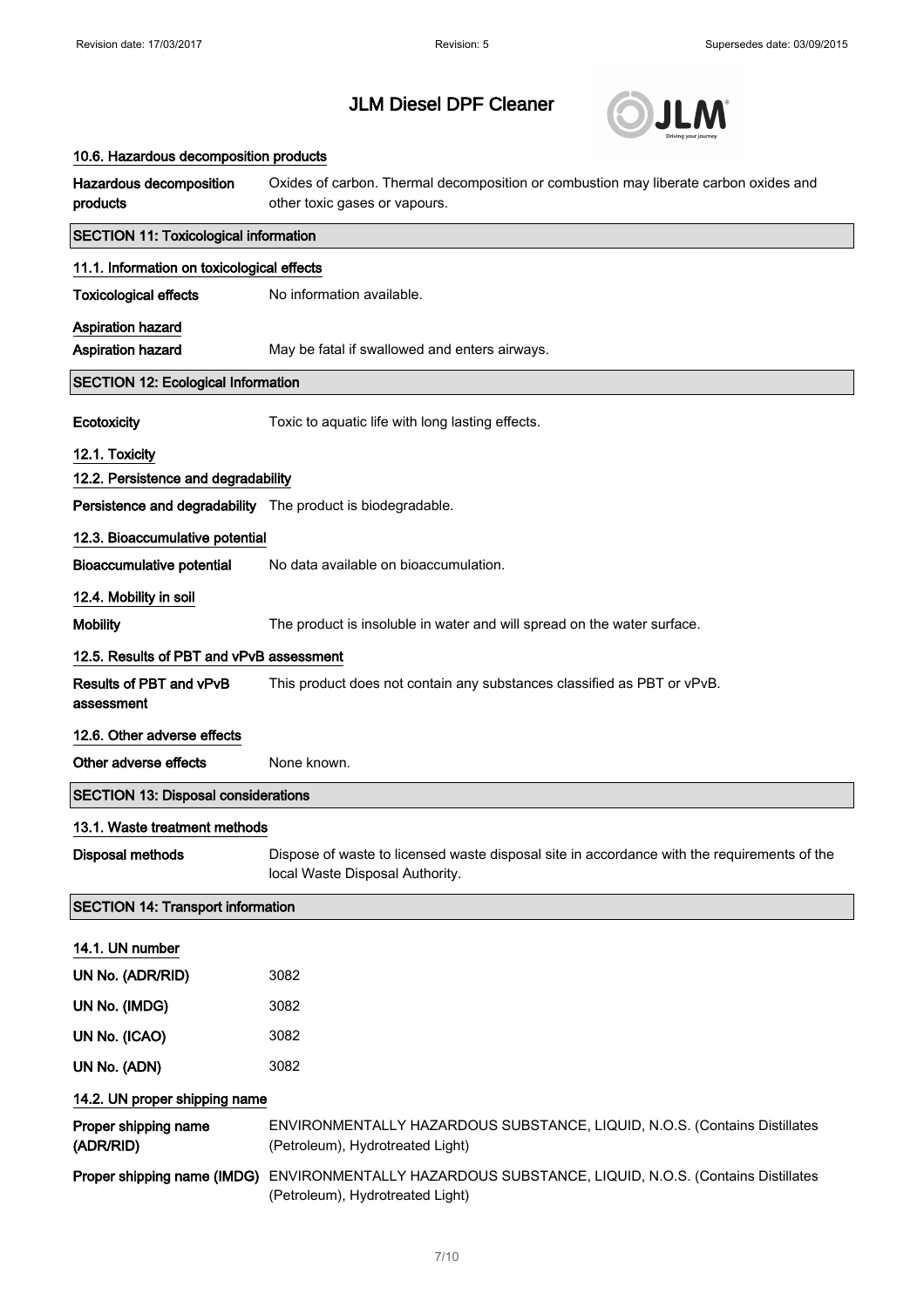### 10.6. Hazardous decomposition products

**Hazardous decomposition products** Oxides of carbon. Thermal decomposition or combustion may liberate carbon oxides and other toxic gases or vapours.

## SECTION 11: Toxicological information

### 11.1. Information on toxicological effects

**Toxicological effects** No information available.

**Aspiration hazard**

**Aspiration hazard** May be fatal if swallowed and enters airways.

## SECTION 12: Ecological Information

**Ecotoxicity** Toxic to aquatic life with long lasting effects.

### 12.1. Toxicity

### 12.2. Persistence and degradability

**Persistence and degradability** The product is biodegradable.

### 12.3. Bioaccumulative potential

**Bioaccumulative potential** No data available on bioaccumulation.

### 12.4. Mobility in soil

**Mobility** The product is insoluble in water and will spread on the water surface.

### 12.5. Results of PBT and vPvB assessment

**Results of PBT and vPvB assessment** This product does not contain any substances classified as PBT or vPvB.

### 12.6. Other adverse effects

**Other adverse effects** None known.

## SECTION 13: Disposal considerations

### 13.1. Waste treatment methods

**Disposal methods** Dispose of waste to licensed waste disposal site in accordance with the requirements of the local Waste Disposal Authority.

## SECTION 14: Transport information

### 14.1. UN number

**UN No. (ADR/RID)** 3082

**UN No. (IMDG)** 3082

**UN No. (ICAO)** 3082

**UN No. (ADN)** 3082

### 14.2. UN proper shipping name

**Proper shipping name (ADR/RID)** ENVIRONMENTALLY HAZARDOUS SUBSTANCE, LIQUID, N.O.S. (Contains Distillates (Petroleum), Hydrotreated Light)

**Proper shipping name (IMDG)** ENVIRONMENTALLY HAZARDOUS SUBSTANCE, LIQUID, N.O.S. (Contains Distillates (Petroleum), Hydrotreated Light)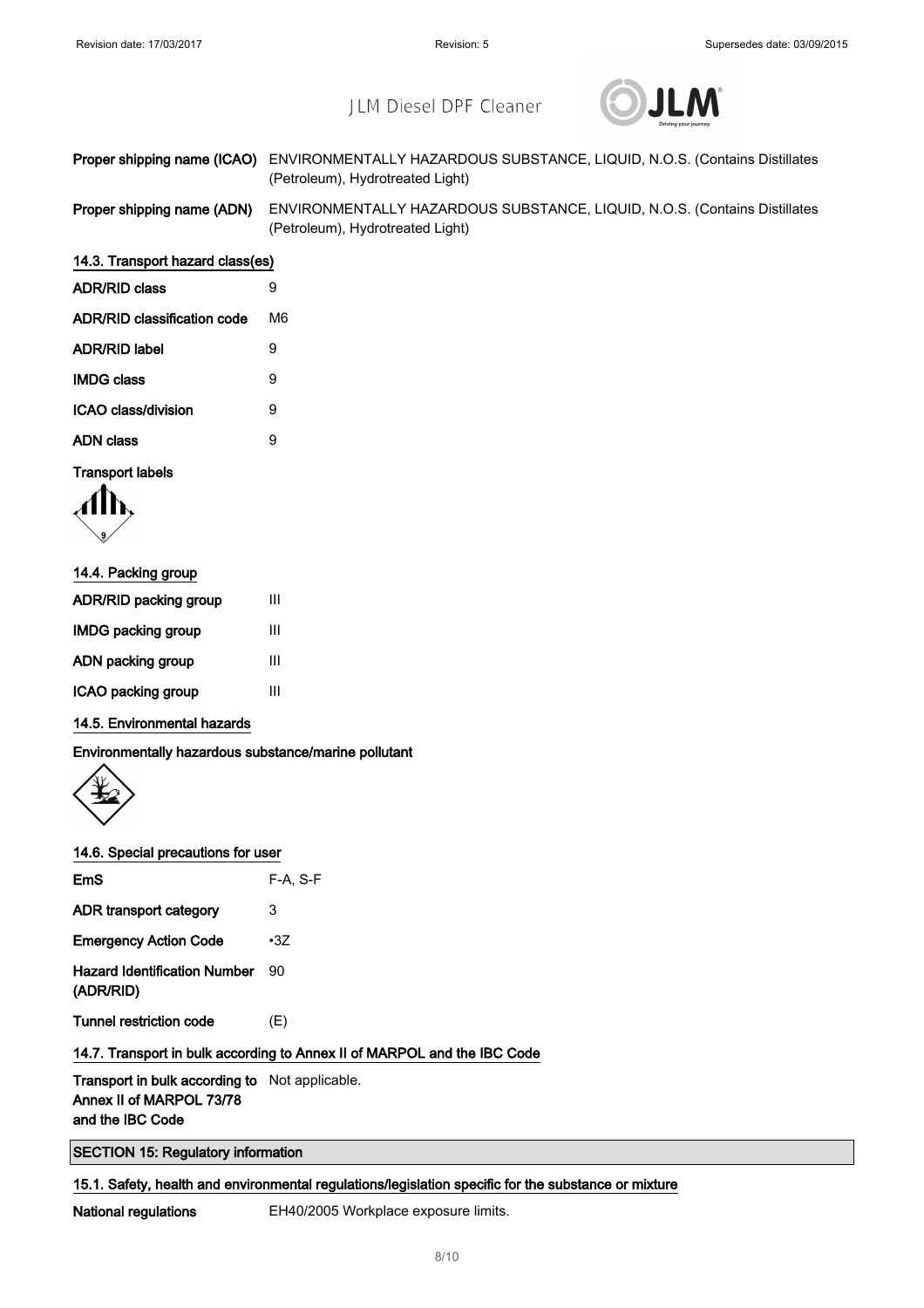| | |
|---|---|
| **Proper shipping name (ICAO)** | ENVIRONMENTALLY HAZARDOUS SUBSTANCE, LIQUID, N.O.S. (Contains Distillates (Petroleum), Hydrotreated Light) |
| **Proper shipping name (ADN)** | ENVIRONMENTALLY HAZARDOUS SUBSTANCE, LIQUID, N.O.S. (Contains Distillates (Petroleum), Hydrotreated Light) |

### 14.3. Transport hazard class(es)

| | |
|---|---|
| **ADR/RID class** | 9 |
| **ADR/RID classification code** | M6 |
| **ADR/RID label** | 9 |
| **IMDG class** | 9 |
| **ICAO class/division** | 9 |
| **ADN class** | 9 |

**Transport labels**

### 14.4. Packing group

| | |
|---|---|
| **ADR/RID packing group** | III |
| **IMDG packing group** | III |
| **ADN packing group** | III |
| **ICAO packing group** | III |

### 14.5. Environmental hazards

**Environmentally hazardous substance/marine pollutant**

### 14.6. Special precautions for user

| | |
|---|---|
| **EmS** | F-A, S-F |
| **ADR transport category** | 3 |
| **Emergency Action Code** | •3Z |
| **Hazard Identification Number (ADR/RID)** | 90 |
| **Tunnel restriction code** | (E) |

### 14.7. Transport in bulk according to Annex II of MARPOL and the IBC Code

| | |
|---|---|
| **Transport in bulk according to Annex II of MARPOL 73/78 and the IBC Code** | Not applicable. |

## SECTION 15: Regulatory information

### 15.1. Safety, health and environmental regulations/legislation specific for the substance or mixture

| | |
|---|---|
| **National regulations** | EH40/2005 Workplace exposure limits. |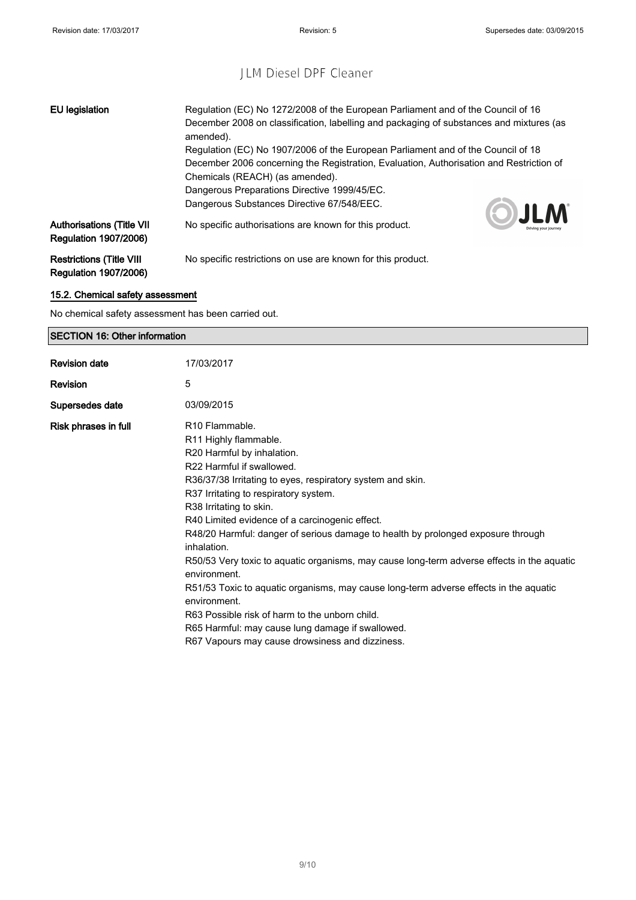| | |
|---|---|
| **EU legislation** | Regulation (EC) No 1272/2008 of the European Parliament and of the Council of 16 December 2008 on classification, labelling and packaging of substances and mixtures (as amended).<br>Regulation (EC) No 1907/2006 of the European Parliament and of the Council of 18 December 2006 concerning the Registration, Evaluation, Authorisation and Restriction of Chemicals (REACH) (as amended).<br>Dangerous Preparations Directive 1999/45/EC.<br>Dangerous Substances Directive 67/548/EEC. |
| **Authorisations (Title VII Regulation 1907/2006)** | No specific authorisations are known for this product. |
| **Restrictions (Title VIII Regulation 1907/2006)** | No specific restrictions on use are known for this product. |

### 15.2. Chemical safety assessment

No chemical safety assessment has been carried out.

## SECTION 16: Other information

| | |
|---|---|
| **Revision date** | 17/03/2017 |
| **Revision** | 5 |
| **Supersedes date** | 03/09/2015 |
| **Risk phrases in full** | R10 Flammable.<br>R11 Highly flammable.<br>R20 Harmful by inhalation.<br>R22 Harmful if swallowed.<br>R36/37/38 Irritating to eyes, respiratory system and skin.<br>R37 Irritating to respiratory system.<br>R38 Irritating to skin.<br>R40 Limited evidence of a carcinogenic effect.<br>R48/20 Harmful: danger of serious damage to health by prolonged exposure through inhalation.<br>R50/53 Very toxic to aquatic organisms, may cause long-term adverse effects in the aquatic environment.<br>R51/53 Toxic to aquatic organisms, may cause long-term adverse effects in the aquatic environment.<br>R63 Possible risk of harm to the unborn child.<br>R65 Harmful: may cause lung damage if swallowed.<br>R67 Vapours may cause drowsiness and dizziness. |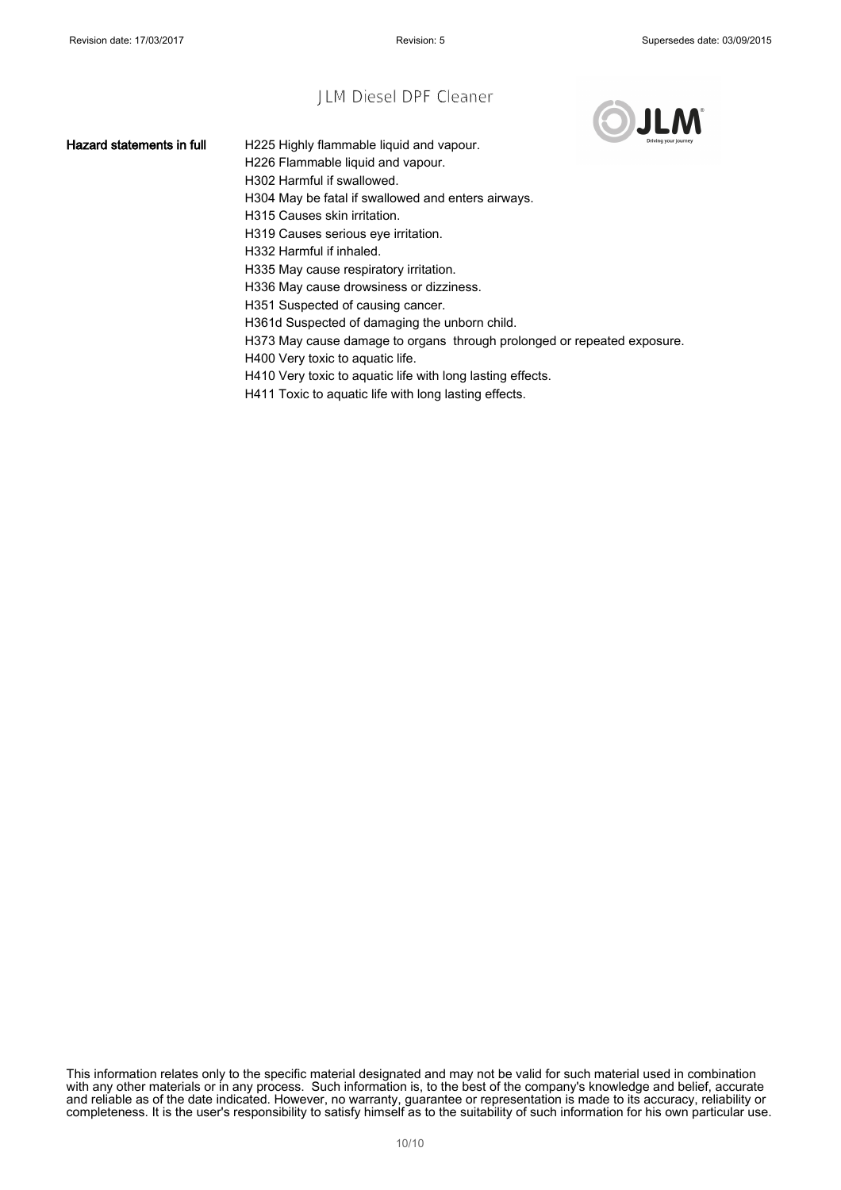**Hazard statements in full**

H225 Highly flammable liquid and vapour.
H226 Flammable liquid and vapour.
H302 Harmful if swallowed.
H304 May be fatal if swallowed and enters airways.
H315 Causes skin irritation.
H319 Causes serious eye irritation.
H332 Harmful if inhaled.
H335 May cause respiratory irritation.
H336 May cause drowsiness or dizziness.
H351 Suspected of causing cancer.
H361d Suspected of damaging the unborn child.
H373 May cause damage to organs through prolonged or repeated exposure.
H400 Very toxic to aquatic life.
H410 Very toxic to aquatic life with long lasting effects.
H411 Toxic to aquatic life with long lasting effects.

This information relates only to the specific material designated and may not be valid for such material used in combination with any other materials or in any process. Such information is, to the best of the company's knowledge and belief, accurate and reliable as of the date indicated. However, no warranty, guarantee or representation is made to its accuracy, reliability or completeness. It is the user's responsibility to satisfy himself as to the suitability of such information for his own particular use.